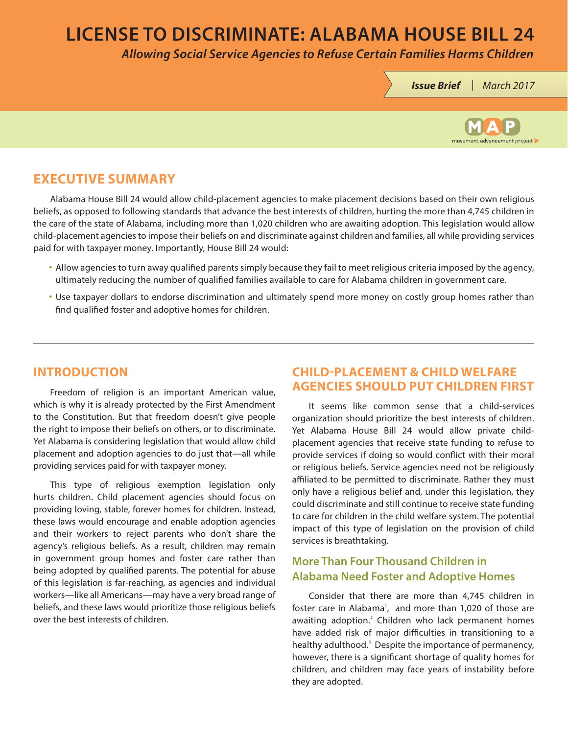# LICENSE TO DISCRIMINATE: ALABAMA HOUSE BILL 24

*Allowing Social Service Agencies to Refuse Certain Families Harms Children*

***Issue Brief*** | *March 2017*

MAP movement advancement project

## EXECUTIVE SUMMARY

Alabama House Bill 24 would allow child-placement agencies to make placement decisions based on their own religious beliefs, as opposed to following standards that advance the best interests of children, hurting the more than 4,745 children in the care of the state of Alabama, including more than 1,020 children who are awaiting adoption. This legislation would allow child-placement agencies to impose their beliefs on and discriminate against children and families, all while providing services paid for with taxpayer money. Importantly, House Bill 24 would:

- Allow agencies to turn away qualified parents simply because they fail to meet religious criteria imposed by the agency, ultimately reducing the number of qualified families available to care for Alabama children in government care.
- Use taxpayer dollars to endorse discrimination and ultimately spend more money on costly group homes rather than find qualified foster and adoptive homes for children.

## INTRODUCTION

Freedom of religion is an important American value, which is why it is already protected by the First Amendment to the Constitution. But that freedom doesn't give people the right to impose their beliefs on others, or to discriminate. Yet Alabama is considering legislation that would allow child placement and adoption agencies to do just that—all while providing services paid for with taxpayer money.

This type of religious exemption legislation only hurts children. Child placement agencies should focus on providing loving, stable, forever homes for children. Instead, these laws would encourage and enable adoption agencies and their workers to reject parents who don't share the agency's religious beliefs. As a result, children may remain in government group homes and foster care rather than being adopted by qualified parents. The potential for abuse of this legislation is far-reaching, as agencies and individual workers—like all Americans—may have a very broad range of beliefs, and these laws would prioritize those religious beliefs over the best interests of children.

## CHILD-PLACEMENT & CHILD WELFARE AGENCIES SHOULD PUT CHILDREN FIRST

It seems like common sense that a child-services organization should prioritize the best interests of children. Yet Alabama House Bill 24 would allow private child-placement agencies that receive state funding to refuse to provide services if doing so would conflict with their moral or religious beliefs. Service agencies need not be religiously affiliated to be permitted to discriminate. Rather they must only have a religious belief and, under this legislation, they could discriminate and still continue to receive state funding to care for children in the child welfare system. The potential impact of this type of legislation on the provision of child services is breathtaking.

### More Than Four Thousand Children in Alabama Need Foster and Adoptive Homes

Consider that there are more than 4,745 children in foster care in Alabama[1], and more than 1,020 of those are awaiting adoption.[2] Children who lack permanent homes have added risk of major difficulties in transitioning to a healthy adulthood.[3] Despite the importance of permanency, however, there is a significant shortage of quality homes for children, and children may face years of instability before they are adopted.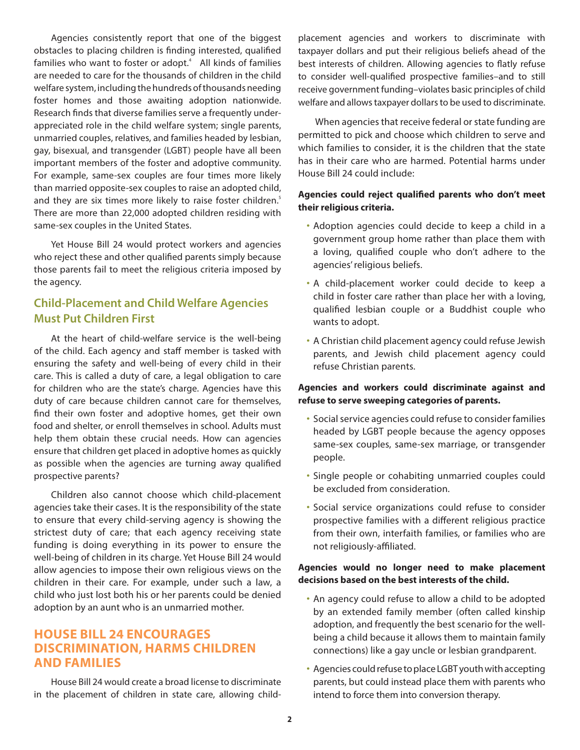Agencies consistently report that one of the biggest obstacles to placing children is finding interested, qualified families who want to foster or adopt.[4] All kinds of families are needed to care for the thousands of children in the child welfare system, including the hundreds of thousands needing foster homes and those awaiting adoption nationwide. Research finds that diverse families serve a frequently under-appreciated role in the child welfare system; single parents, unmarried couples, relatives, and families headed by lesbian, gay, bisexual, and transgender (LGBT) people have all been important members of the foster and adoptive community. For example, same-sex couples are four times more likely than married opposite-sex couples to raise an adopted child, and they are six times more likely to raise foster children.[5] There are more than 22,000 adopted children residing with same-sex couples in the United States.

Yet House Bill 24 would protect workers and agencies who reject these and other qualified parents simply because those parents fail to meet the religious criteria imposed by the agency.

## Child-Placement and Child Welfare Agencies Must Put Children First

At the heart of child-welfare service is the well-being of the child. Each agency and staff member is tasked with ensuring the safety and well-being of every child in their care. This is called a duty of care, a legal obligation to care for children who are the state's charge. Agencies have this duty of care because children cannot care for themselves, find their own foster and adoptive homes, get their own food and shelter, or enroll themselves in school. Adults must help them obtain these crucial needs. How can agencies ensure that children get placed in adoptive homes as quickly as possible when the agencies are turning away qualified prospective parents?

Children also cannot choose which child-placement agencies take their cases. It is the responsibility of the state to ensure that every child-serving agency is showing the strictest duty of care; that each agency receiving state funding is doing everything in its power to ensure the well-being of children in its charge. Yet House Bill 24 would allow agencies to impose their own religious views on the children in their care. For example, under such a law, a child who just lost both his or her parents could be denied adoption by an aunt who is an unmarried mother.

## HOUSE BILL 24 ENCOURAGES DISCRIMINATION, HARMS CHILDREN AND FAMILIES

House Bill 24 would create a broad license to discriminate in the placement of children in state care, allowing child-placement agencies and workers to discriminate with taxpayer dollars and put their religious beliefs ahead of the best interests of children. Allowing agencies to flatly refuse to consider well-qualified prospective families–and to still receive government funding–violates basic principles of child welfare and allows taxpayer dollars to be used to discriminate.

When agencies that receive federal or state funding are permitted to pick and choose which children to serve and which families to consider, it is the children that the state has in their care who are harmed. Potential harms under House Bill 24 could include:

**Agencies could reject qualified parents who don't meet their religious criteria.**

- Adoption agencies could decide to keep a child in a government group home rather than place them with a loving, qualified couple who don't adhere to the agencies' religious beliefs.
- A child-placement worker could decide to keep a child in foster care rather than place her with a loving, qualified lesbian couple or a Buddhist couple who wants to adopt.
- A Christian child placement agency could refuse Jewish parents, and Jewish child placement agency could refuse Christian parents.

**Agencies and workers could discriminate against and refuse to serve sweeping categories of parents.**

- Social service agencies could refuse to consider families headed by LGBT people because the agency opposes same-sex couples, same-sex marriage, or transgender people.
- Single people or cohabiting unmarried couples could be excluded from consideration.
- Social service organizations could refuse to consider prospective families with a different religious practice from their own, interfaith families, or families who are not religiously-affiliated.

**Agencies would no longer need to make placement decisions based on the best interests of the child.**

- An agency could refuse to allow a child to be adopted by an extended family member (often called kinship adoption, and frequently the best scenario for the well-being a child because it allows them to maintain family connections) like a gay uncle or lesbian grandparent.
- Agencies could refuse to place LGBT youth with accepting parents, but could instead place them with parents who intend to force them into conversion therapy.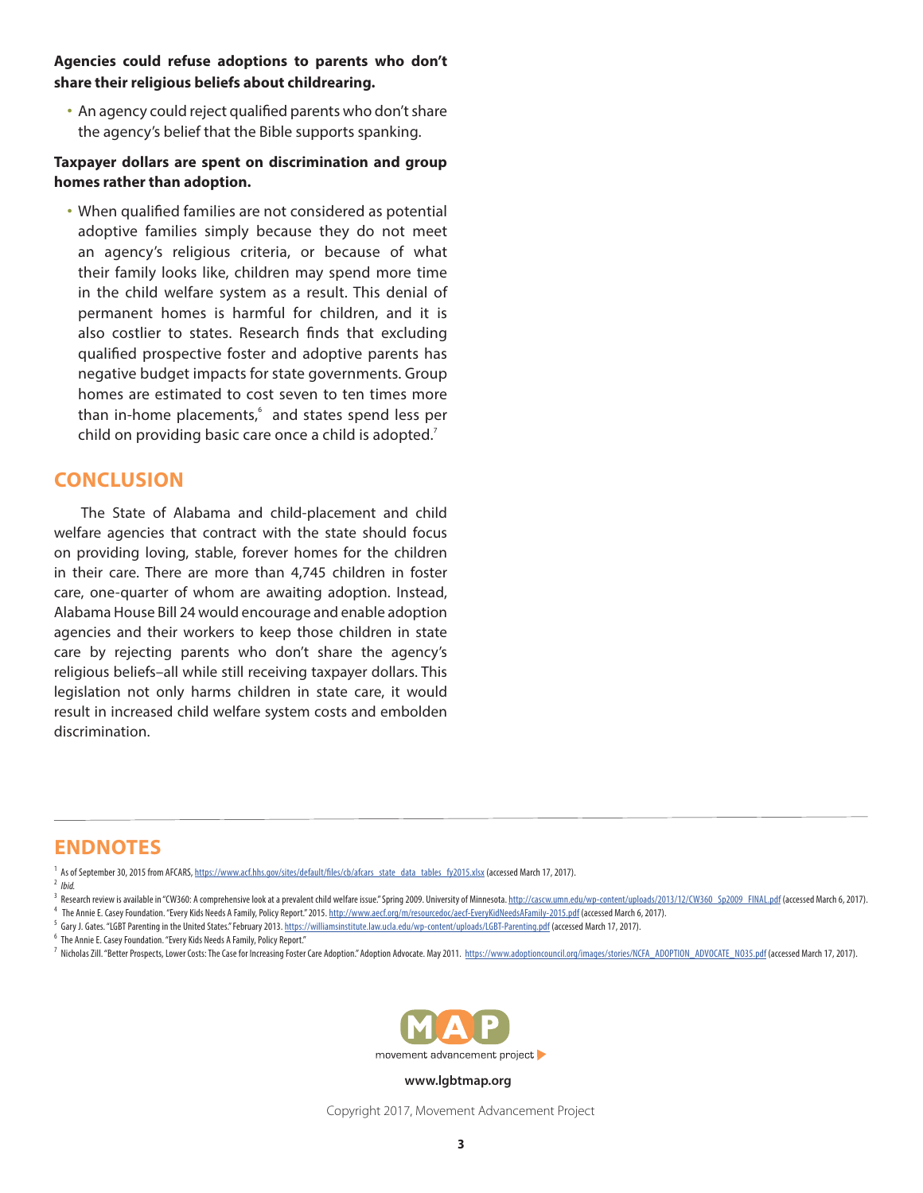**Agencies could refuse adoptions to parents who don't share their religious beliefs about childrearing.**

- An agency could reject qualified parents who don't share the agency's belief that the Bible supports spanking.

**Taxpayer dollars are spent on discrimination and group homes rather than adoption.**

- When qualified families are not considered as potential adoptive families simply because they do not meet an agency's religious criteria, or because of what their family looks like, children may spend more time in the child welfare system as a result. This denial of permanent homes is harmful for children, and it is also costlier to states. Research finds that excluding qualified prospective foster and adoptive parents has negative budget impacts for state governments. Group homes are estimated to cost seven to ten times more than in-home placements,[6] and states spend less per child on providing basic care once a child is adopted.[7]

## CONCLUSION

The State of Alabama and child-placement and child welfare agencies that contract with the state should focus on providing loving, stable, forever homes for the children in their care. There are more than 4,745 children in foster care, one-quarter of whom are awaiting adoption. Instead, Alabama House Bill 24 would encourage and enable adoption agencies and their workers to keep those children in state care by rejecting parents who don't share the agency's religious beliefs–all while still receiving taxpayer dollars. This legislation not only harms children in state care, it would result in increased child welfare system costs and embolden discrimination.

## ENDNOTES

1 As of September 30, 2015 from AFCARS, https://www.acf.hhs.gov/sites/default/files/cb/afcars_state_data_tables_fy2015.xlsx (accessed March 17, 2017).

2 *Ibid.*

3 Research review is available in "CW360: A comprehensive look at a prevalent child welfare issue." Spring 2009. University of Minnesota. http://cascw.umn.edu/wp-content/uploads/2013/12/CW360_Sp2009_FINAL.pdf (accessed March 6, 2017).

4 The Annie E. Casey Foundation. "Every Kids Needs A Family, Policy Report." 2015. http://www.aecf.org/m/resourcedoc/aecf-EveryKidNeedsAFamily-2015.pdf (accessed March 6, 2017).

5 Gary J. Gates. "LGBT Parenting in the United States." February 2013. https://williamsinstitute.law.ucla.edu/wp-content/uploads/LGBT-Parenting.pdf (accessed March 17, 2017).

6 The Annie E. Casey Foundation. "Every Kids Needs A Family, Policy Report."

7 Nicholas Zill. "Better Prospects, Lower Costs: The Case for Increasing Foster Care Adoption." Adoption Advocate. May 2011. https://www.adoptioncouncil.org/images/stories/NCFA_ADOPTION_ADVOCATE_NO35.pdf (accessed March 17, 2017).

MAP movement advancement project

**www.lgbtmap.org**

Copyright 2017, Movement Advancement Project